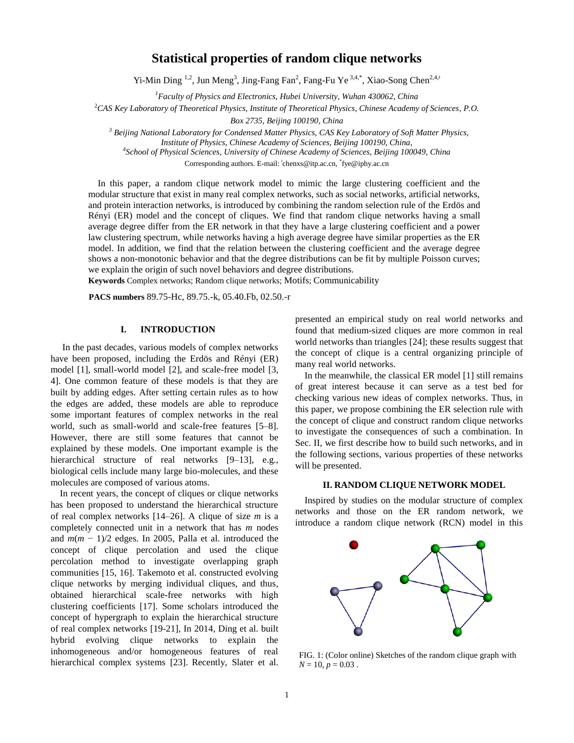# Statistical properties of random clique networks

Yi-Min Ding [1,2], Jun Meng[3], Jing-Fang Fan[2], Fang-Fu Ye [3,4,*], Xiao-Song Chen[2,4,‡]

[1]*Faculty of Physics and Electronics, Hubei University, Wuhan 430062, China*

[2]*CAS Key Laboratory of Theoretical Physics, Institute of Theoretical Physics, Chinese Academy of Sciences, P.O. Box 2735, Beijing 100190, China*

[3] *Beijing National Laboratory for Condensed Matter Physics, CAS Key Laboratory of Soft Matter Physics, Institute of Physics, Chinese Academy of Sciences, Beijing 100190, China,*

[4]*School of Physical Sciences, University of Chinese Academy of Sciences, Beijing 100049, China*

Corresponding authors. E-mail: [‡]chenxs@itp.ac.cn, [*]fye@iphy.ac.cn

In this paper, a random clique network model to mimic the large clustering coefficient and the modular structure that exist in many real complex networks, such as social networks, artificial networks, and protein interaction networks, is introduced by combining the random selection rule of the Erdös and Rényi (ER) model and the concept of cliques. We find that random clique networks having a small average degree differ from the ER network in that they have a large clustering coefficient and a power law clustering spectrum, while networks having a high average degree have similar properties as the ER model. In addition, we find that the relation between the clustering coefficient and the average degree shows a non-monotonic behavior and that the degree distributions can be fit by multiple Poisson curves; we explain the origin of such novel behaviors and degree distributions.

**Keywords** Complex networks; Random clique networks; Motifs; Communicability

**PACS numbers** 89.75-Hc, 89.75.-k, 05.40.Fb, 02.50.-r

## I. INTRODUCTION

In the past decades, various models of complex networks have been proposed, including the Erdös and Rényi (ER) model [1], small-world model [2], and scale-free model [3, 4]. One common feature of these models is that they are built by adding edges. After setting certain rules as to how the edges are added, these models are able to reproduce some important features of complex networks in the real world, such as small-world and scale-free features [5–8]. However, there are still some features that cannot be explained by these models. One important example is the hierarchical structure of real networks [9–13], e.g., biological cells include many large bio-molecules, and these molecules are composed of various atoms.

In recent years, the concept of cliques or clique networks has been proposed to understand the hierarchical structure of real complex networks [14–26]. A clique of size $m$ is a completely connected unit in a network that has $m$ nodes and $m(m-1)/2$ edges. In 2005, Palla et al. introduced the concept of clique percolation and used the clique percolation method to investigate overlapping graph communities [15, 16]. Takemoto et al. constructed evolving clique networks by merging individual cliques, and thus, obtained hierarchical scale-free networks with high clustering coefficients [17]. Some scholars introduced the concept of hypergraph to explain the hierarchical structure of real complex networks [19-21], In 2014, Ding et al. built hybrid evolving clique networks to explain the inhomogeneous and/or homogeneous features of real hierarchical complex systems [23]. Recently, Slater et al. presented an empirical study on real world networks and found that medium-sized cliques are more common in real world networks than triangles [24]; these results suggest that the concept of clique is a central organizing principle of many real world networks.

In the meanwhile, the classical ER model [1] still remains of great interest because it can serve as a test bed for checking various new ideas of complex networks. Thus, in this paper, we propose combining the ER selection rule with the concept of clique and construct random clique networks to investigate the consequences of such a combination. In Sec. II, we first describe how to build such networks, and in the following sections, various properties of these networks will be presented.

## II. RANDOM CLIQUE NETWORK MODEL

Inspired by studies on the modular structure of complex networks and those on the ER random network, we introduce a random clique network (RCN) model in this

FIG. 1: (Color online) Sketches of the random clique graph with $N = 10$, $p = 0.03$ .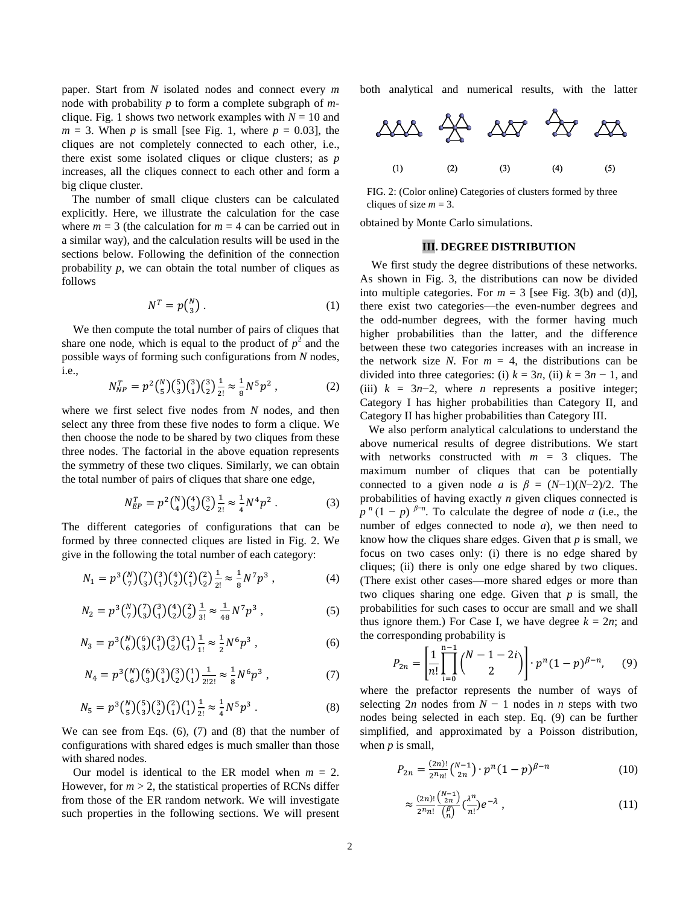paper. Start from $N$ isolated nodes and connect every $m$ node with probability $p$ to form a complete subgraph of $m$-clique. Fig. 1 shows two network examples with $N = 10$ and $m = 3$. When $p$ is small [see Fig. 1, where $p = 0.03$], the cliques are not completely connected to each other, i.e., there exist some isolated cliques or clique clusters; as $p$ increases, all the cliques connect to each other and form a big clique cluster.

The number of small clique clusters can be calculated explicitly. Here, we illustrate the calculation for the case where $m = 3$ (the calculation for $m = 4$ can be carried out in a similar way), and the calculation results will be used in the sections below. Following the definition of the connection probability $p$, we can obtain the total number of cliques as follows

$$N^T = p\binom{N}{3}\,. \tag{1}$$

We then compute the total number of pairs of cliques that share one node, which is equal to the product of $p^2$ and the possible ways of forming such configurations from $N$ nodes, i.e.,

$$N_{NP}^T = p^2\binom{N}{5}\binom{5}{3}\binom{3}{1}\binom{3}{2}\frac{1}{2!} \approx \frac{1}{8}N^5p^2\,, \tag{2}$$

where we first select five nodes from $N$ nodes, and then select any three from these five nodes to form a clique. We then choose the node to be shared by two cliques from these three nodes. The factorial in the above equation represents the symmetry of these two cliques. Similarly, we can obtain the total number of pairs of cliques that share one edge,

$$N_{EP}^T = p^2\binom{N}{4}\binom{4}{3}\binom{3}{2}\frac{1}{2!} \approx \frac{1}{4}N^4p^2\,. \tag{3}$$

The different categories of configurations that can be formed by three connected cliques are listed in Fig. 2. We give in the following the total number of each category:

$$N_1 = p^3\binom{N}{7}\binom{7}{3}\binom{3}{1}\binom{4}{2}\binom{2}{1}\binom{2}{2}\frac{1}{2!} \approx \frac{1}{8}N^7p^3\,, \tag{4}$$

$$N_2 = p^3\binom{N}{7}\binom{7}{3}\binom{3}{1}\binom{4}{2}\binom{2}{2}\frac{1}{3!} \approx \frac{1}{48}N^7p^3\,, \tag{5}$$

$$N_3 = p^3\binom{N}{6}\binom{6}{3}\binom{3}{1}\binom{3}{2}\binom{1}{1}\frac{1}{1!} \approx \frac{1}{2}N^6p^3\,, \tag{6}$$

$$N_4 = p^3\binom{N}{6}\binom{6}{3}\binom{3}{1}\binom{3}{2}\binom{1}{1}\frac{1}{2!2!} \approx \frac{1}{8}N^6p^3\,, \tag{7}$$

$$N_5 = p^3\binom{N}{5}\binom{5}{3}\binom{3}{2}\binom{2}{1}\binom{1}{1}\frac{1}{2!} \approx \frac{1}{4}N^5p^3\,. \tag{8}$$

We can see from Eqs. (6), (7) and (8) that the number of configurations with shared edges is much smaller than those with shared nodes.

Our model is identical to the ER model when $m = 2$. However, for $m > 2$, the statistical properties of RCNs differ from those of the ER random network. We will investigate such properties in the following sections. We will present both analytical and numerical results, with the latter obtained by Monte Carlo simulations.

FIG. 2: (Color online) Categories of clusters formed by three cliques of size $m = 3$.

## III. DEGREE DISTRIBUTION

We first study the degree distributions of these networks. As shown in Fig. 3, the distributions can now be divided into multiple categories. For $m = 3$ [see Fig. 3(b) and (d)], there exist two categories—the even-number degrees and the odd-number degrees, with the former having much higher probabilities than the latter, and the difference between these two categories increases with an increase in the network size $N$. For $m = 4$, the distributions can be divided into three categories: (i) $k = 3n$, (ii) $k = 3n - 1$, and (iii) $k = 3n-2$, where $n$ represents a positive integer; Category I has higher probabilities than Category II, and Category II has higher probabilities than Category III.

We also perform analytical calculations to understand the above numerical results of degree distributions. We start with networks constructed with $m = 3$ cliques. The maximum number of cliques that can be potentially connected to a given node $a$ is $\beta = (N-1)(N-2)/2$. The probabilities of having exactly $n$ given cliques connected is $p^n(1 - p)^{\beta-n}$. To calculate the degree of node $a$ (i.e., the number of edges connected to node $a$), we then need to know how the cliques share edges. Given that $p$ is small, we focus on two cases only: (i) there is no edge shared by cliques; (ii) there is only one edge shared by two cliques. (There exist other cases—more shared edges or more than two cliques sharing one edge. Given that $p$ is small, the probabilities for such cases to occur are small and we shall thus ignore them.) For Case I, we have degree $k = 2n$; and the corresponding probability is

$$P_{2n} = \left[\frac{1}{n!}\prod_{i=0}^{n-1}\binom{N-1-2i}{2}\right]\cdot p^n(1-p)^{\beta-n}, \tag{9}$$

where the prefactor represents the number of ways of selecting $2n$ nodes from $N - 1$ nodes in $n$ steps with two nodes being selected in each step. Eq. (9) can be further simplified, and approximated by a Poisson distribution, when $p$ is small,

$$P_{2n} = \frac{(2n)!}{2^n n!}\binom{N-1}{2n}\cdot p^n(1-p)^{\beta-n} \tag{10}$$

$$\approx \frac{(2n)!}{2^n n!}\frac{\binom{N-1}{2n}}{\binom{\beta}{n}}\left(\frac{\lambda^n}{n!}\right)e^{-\lambda}\,, \tag{11}$$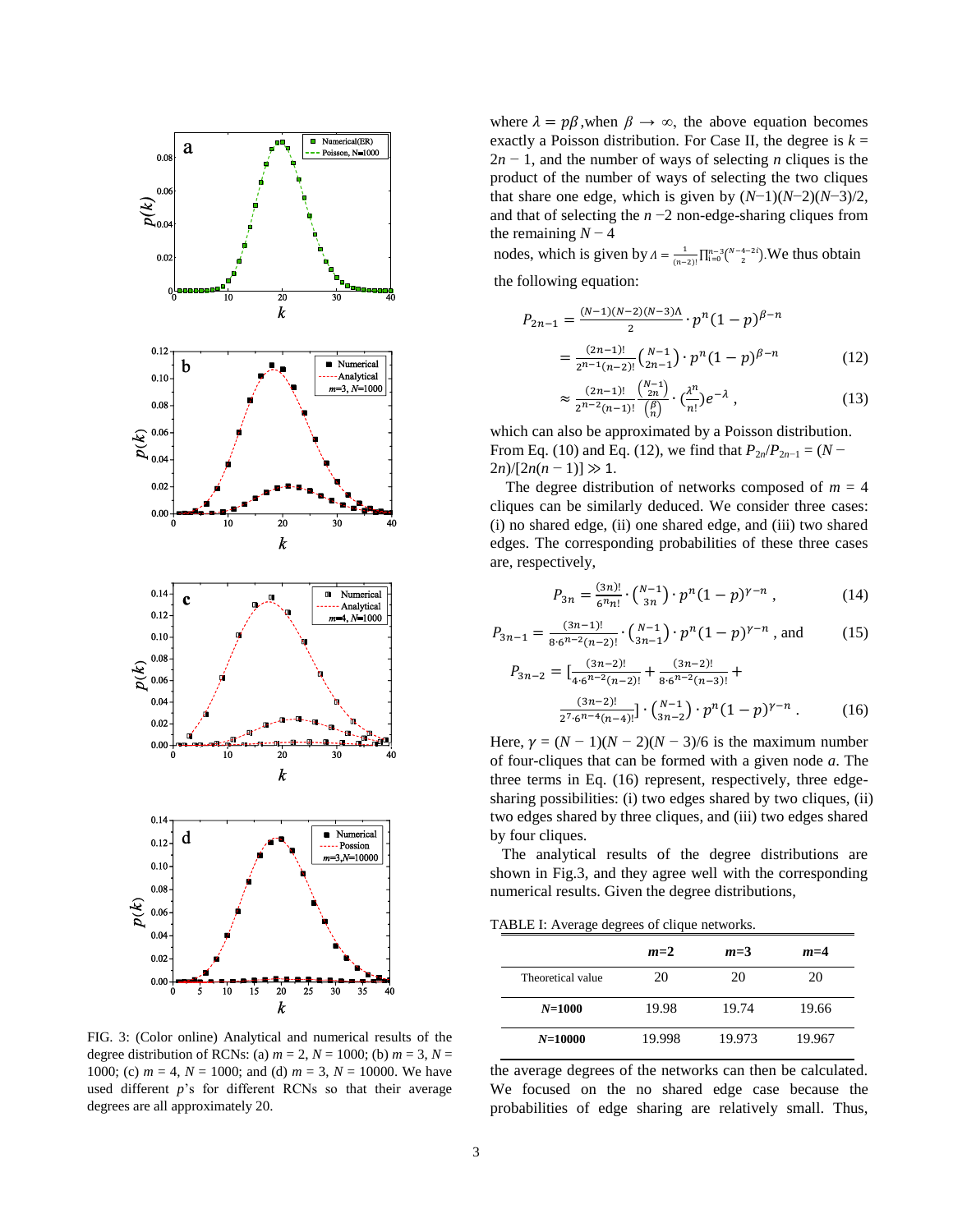where $\lambda = p\beta$, when $\beta \to \infty$, the above equation becomes exactly a Poisson distribution. For Case II, the degree is $k = 2n - 1$, and the number of ways of selecting $n$ cliques is the product of the number of ways of selecting the two cliques that share one edge, which is given by $(N-1)(N-2)(N-3)/2$, and that of selecting the $n-2$ non-edge-sharing cliques from the remaining $N - 4$ nodes, which is given by $\Lambda = \frac{1}{(n-2)!}\prod_{i=0}^{n-3}\binom{N-4-2i}{2}$. We thus obtain the following equation:

$$P_{2n-1} = \frac{(N-1)(N-2)(N-3)\Lambda}{2} \cdot p^n(1-p)^{\beta-n}$$

$$= \frac{(2n-1)!}{2^{n-1}(n-2)!}\binom{N-1}{2n-1} \cdot p^n(1-p)^{\beta-n} \quad (12)$$

$$\approx \frac{(2n-1)!}{2^{n-2}(n-1)!}\frac{\binom{N-1}{2n}}{\binom{\beta}{n}} \cdot \left(\frac{\lambda^n}{n!}\right)e^{-\lambda}, \quad (13)$$

which can also be approximated by a Poisson distribution. From Eq. (10) and Eq. (12), we find that $P_{2n}/P_{2n-1} = (N - 2n)/[2n(n-1)] \gg 1$.

The degree distribution of networks composed of $m = 4$ cliques can be similarly deduced. We consider three cases: (i) no shared edge, (ii) one shared edge, and (iii) two shared edges. The corresponding probabilities of these three cases are, respectively,

$$P_{3n} = \frac{(3n)!}{6^n n!} \cdot \binom{N-1}{3n} \cdot p^n(1-p)^{\gamma-n}, \quad (14)$$

$$P_{3n-1} = \frac{(3n-1)!}{8 \cdot 6^{n-2}(n-2)!} \cdot \binom{N-1}{3n-1} \cdot p^n(1-p)^{\gamma-n}, \text{ and} \quad (15)$$

$$P_{3n-2} = \left[\frac{(3n-2)!}{4 \cdot 6^{n-2}(n-2)!} + \frac{(3n-2)!}{8 \cdot 6^{n-2}(n-3)!} + \frac{(3n-2)!}{2^7 \cdot 6^{n-4}(n-4)!}\right] \cdot \binom{N-1}{3n-2} \cdot p^n(1-p)^{\gamma-n}. \quad (16)$$

Here, $\gamma = (N - 1)(N - 2)(N - 3)/6$ is the maximum number of four-cliques that can be formed with a given node $a$. The three terms in Eq. (16) represent, respectively, three edge-sharing possibilities: (i) two edges shared by two cliques, (ii) two edges shared by three cliques, and (iii) two edges shared by four cliques.

The analytical results of the degree distributions are shown in Fig.3, and they agree well with the corresponding numerical results. Given the degree distributions,

TABLE I: Average degrees of clique networks.

| | ***m*=2** | ***m*=3** | ***m*=4** |
|---|---|---|---|
| Theoretical value | 20 | 20 | 20 |
| ***N*=1000** | 19.98 | 19.74 | 19.66 |
| ***N*=10000** | 19.998 | 19.973 | 19.967 |

the average degrees of the networks can then be calculated. We focused on the no shared edge case because the probabilities of edge sharing are relatively small. Thus,

FIG. 3: (Color online) Analytical and numerical results of the degree distribution of RCNs: (a) $m = 2$, $N = 1000$; (b) $m = 3$, $N = 1000$; (c) $m = 4$, $N = 1000$; and (d) $m = 3$, $N = 10000$. We have used different $p$'s for different RCNs so that their average degrees are all approximately 20.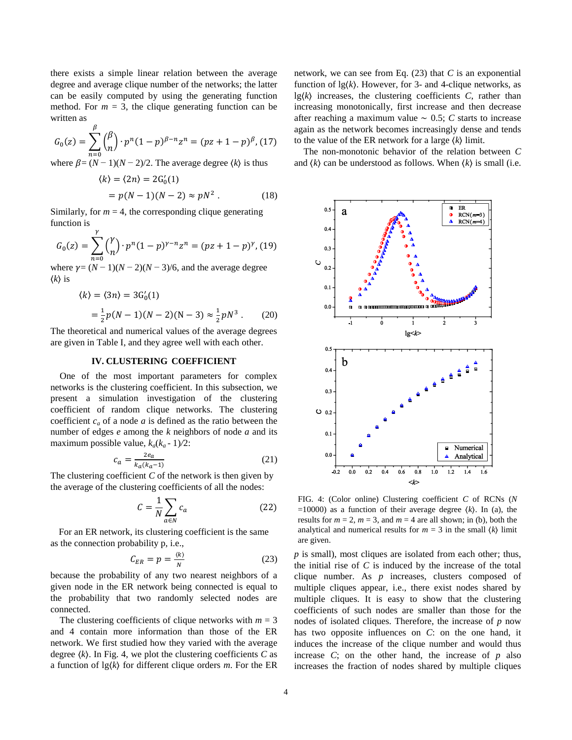there exists a simple linear relation between the average degree and average clique number of the networks; the latter can be easily computed by using the generating function method. For $m = 3$, the clique generating function can be written as

$$G_0(z) = \sum_{n=0}^{\beta} \binom{\beta}{n} \cdot p^n (1-p)^{\beta-n} z^n = (pz + 1 - p)^{\beta}, \quad (17)$$

where $\beta = (N-1)(N-2)/2$. The average degree $\langle k \rangle$ is thus

$$\langle k \rangle = \langle 2n \rangle = 2G_0'(1)$$
$$= p(N-1)(N-2) \approx pN^2 . \quad (18)$$

Similarly, for $m = 4$, the corresponding clique generating function is

$$G_0(z) = \sum_{n=0}^{\gamma} \binom{\gamma}{n} \cdot p^n (1-p)^{\gamma-n} z^n = (pz + 1 - p)^{\gamma}, \quad (19)$$

where $\gamma = (N-1)(N-2)(N-3)/6$, and the average degree $\langle k \rangle$ is

$$\langle k \rangle = \langle 3n \rangle = 3G_0'(1)$$
$$= \tfrac{1}{2} p(N-1)(N-2)(N-3) \approx \tfrac{1}{2} pN^3 . \quad (20)$$

The theoretical and numerical values of the average degrees are given in Table I, and they agree well with each other.

## IV. CLUSTERING COEFFICIENT

One of the most important parameters for complex networks is the clustering coefficient. In this subsection, we present a simulation investigation of the clustering coefficient of random clique networks. The clustering coefficient $c_a$ of a node $a$ is defined as the ratio between the number of edges $e$ among the $k$ neighbors of node $a$ and its maximum possible value, $k_a(k_a - 1)/2$:

$$c_a = \frac{2e_a}{k_a(k_a-1)} \quad (21)$$

The clustering coefficient $C$ of the network is then given by the average of the clustering coefficients of all the nodes:

$$C = \frac{1}{N} \sum_{a \in N} c_a \quad (22)$$

For an ER network, its clustering coefficient is the same as the connection probability p, i.e.,

$$C_{ER} = p = \frac{\langle k \rangle}{N} \quad (23)$$

because the probability of any two nearest neighbors of a given node in the ER network being connected is equal to the probability that two randomly selected nodes are connected.

The clustering coefficients of clique networks with $m = 3$ and 4 contain more information than those of the ER network. We first studied how they varied with the average degree $\langle k \rangle$. In Fig. 4, we plot the clustering coefficients $C$ as a function of $\lg\langle k \rangle$ for different clique orders $m$. For the ER network, we can see from Eq. (23) that $C$ is an exponential function of $\lg\langle k \rangle$. However, for 3- and 4-clique networks, as $\lg\langle k \rangle$ increases, the clustering coefficients $C$, rather than increasing monotonically, first increase and then decrease after reaching a maximum value $\sim 0.5$; $C$ starts to increase again as the network becomes increasingly dense and tends to the value of the ER network for a large $\langle k \rangle$ limit.

The non-monotonic behavior of the relation between $C$ and $\langle k \rangle$ can be understood as follows. When $\langle k \rangle$ is small (i.e. $p$ is small), most cliques are isolated from each other; thus, the initial rise of $C$ is induced by the increase of the total clique number. As $p$ increases, clusters composed of multiple cliques appear, i.e., there exist nodes shared by multiple cliques. It is easy to show that the clustering coefficients of such nodes are smaller than those for the nodes of isolated cliques. Therefore, the increase of $p$ now has two opposite influences on $C$: on the one hand, it induces the increase of the clique number and would thus increase $C$; on the other hand, the increase of $p$ also increases the fraction of nodes shared by multiple cliques

FIG. 4: (Color online) Clustering coefficient $C$ of RCNs ($N$ =10000) as a function of their average degree $\langle k \rangle$. In (a), the results for $m = 2$, $m = 3$, and $m = 4$ are all shown; in (b), both the analytical and numerical results for $m = 3$ in the small $\langle k \rangle$ limit are given.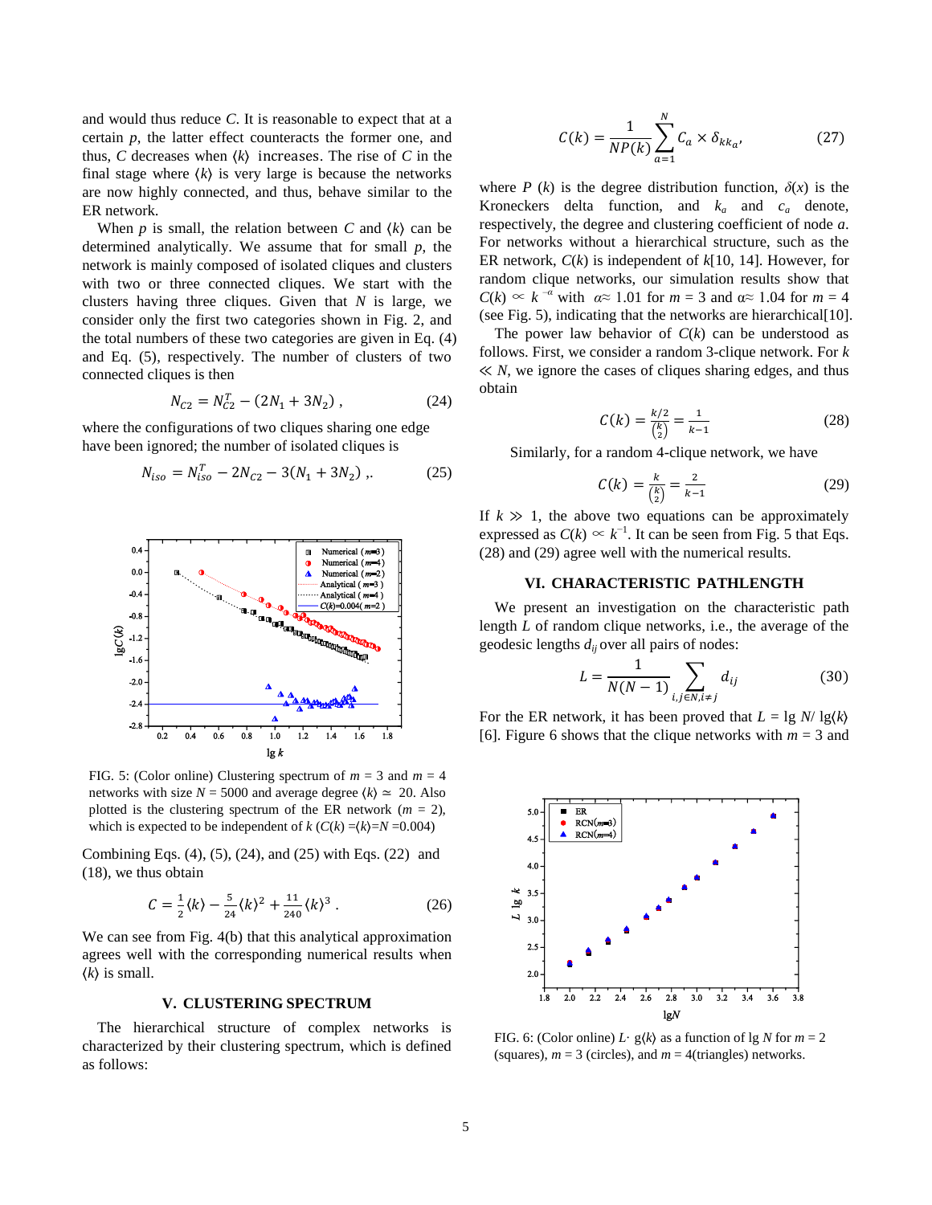and would thus reduce $C$. It is reasonable to expect that at a certain $p$, the latter effect counteracts the former one, and thus, $C$ decreases when $\langle k\rangle$ increases. The rise of $C$ in the final stage where $\langle k\rangle$ is very large is because the networks are now highly connected, and thus, behave similar to the ER network.

When $p$ is small, the relation between $C$ and $\langle k\rangle$ can be determined analytically. We assume that for small $p$, the network is mainly composed of isolated cliques and clusters with two or three connected cliques. We start with the clusters having three cliques. Given that $N$ is large, we consider only the first two categories shown in Fig. 2, and the total numbers of these two categories are given in Eq. (4) and Eq. (5), respectively. The number of clusters of two connected cliques is then

$$N_{C2} = N_{C2}^{T} - (2N_1 + 3N_2)\ , \tag{24}$$

where the configurations of two cliques sharing one edge have been ignored; the number of isolated cliques is

$$N_{iso} = N_{iso}^{T} - 2N_{C2} - 3(N_1 + 3N_2)\ ,. \tag{25}$$

FIG. 5: (Color online) Clustering spectrum of $m$ = 3 and $m$ = 4 networks with size $N$ = 5000 and average degree $\langle k\rangle \simeq$ 20. Also plotted is the clustering spectrum of the ER network ($m$ = 2), which is expected to be independent of $k$ ($C(k) = \langle k\rangle/N$ =0.004)

Combining Eqs. (4), (5), (24), and (25) with Eqs. (22) and (18), we thus obtain

$$C = \tfrac{1}{2}\langle k\rangle - \tfrac{5}{24}\langle k\rangle^2 + \tfrac{11}{240}\langle k\rangle^3\ . \tag{26}$$

We can see from Fig. 4(b) that this analytical approximation agrees well with the corresponding numerical results when $\langle k\rangle$ is small.

## V. CLUSTERING SPECTRUM

The hierarchical structure of complex networks is characterized by their clustering spectrum, which is defined as follows:

$$C(k) = \frac{1}{NP(k)}\sum_{a=1}^{N} C_a \times \delta_{kk_a}, \tag{27}$$

where $P(k)$ is the degree distribution function, $\delta(x)$ is the Kroneckers delta function, and $k_a$ and $c_a$ denote, respectively, the degree and clustering coefficient of node $a$. For networks without a hierarchical structure, such as the ER network, $C(k)$ is independent of $k$[10, 14]. However, for random clique networks, our simulation results show that $C(k) \propto k^{-\alpha}$ with $\alpha \approx 1.01$ for $m$ = 3 and $\alpha \approx 1.04$ for $m$ = 4 (see Fig. 5), indicating that the networks are hierarchical[10].

The power law behavior of $C(k)$ can be understood as follows. First, we consider a random 3-clique network. For $k \ll N$, we ignore the cases of cliques sharing edges, and thus obtain

$$C(k) = \frac{k/2}{\binom{k}{2}} = \frac{1}{k-1} \tag{28}$$

Similarly, for a random 4-clique network, we have

$$C(k) = \frac{k}{\binom{k}{2}} = \frac{2}{k-1} \tag{29}$$

If $k \gg 1$, the above two equations can be approximately expressed as $C(k) \propto k^{-1}$. It can be seen from Fig. 5 that Eqs. (28) and (29) agree well with the numerical results.

## VI. CHARACTERISTIC PATHLENGTH

We present an investigation on the characteristic path length $L$ of random clique networks, i.e., the average of the geodesic lengths $d_{ij}$ over all pairs of nodes:

$$L = \frac{1}{N(N-1)}\sum_{i,j\in N, i\neq j} d_{ij} \tag{30}$$

For the ER network, it has been proved that $L$ = lg $N$/ lg$\langle k\rangle$ [6]. Figure 6 shows that the clique networks with $m$ = 3 and

FIG. 6: (Color online) $L\cdot$ g$\langle k\rangle$ as a function of lg $N$ for $m$ = 2 (squares), $m$ = 3 (circles), and $m$ = 4(triangles) networks.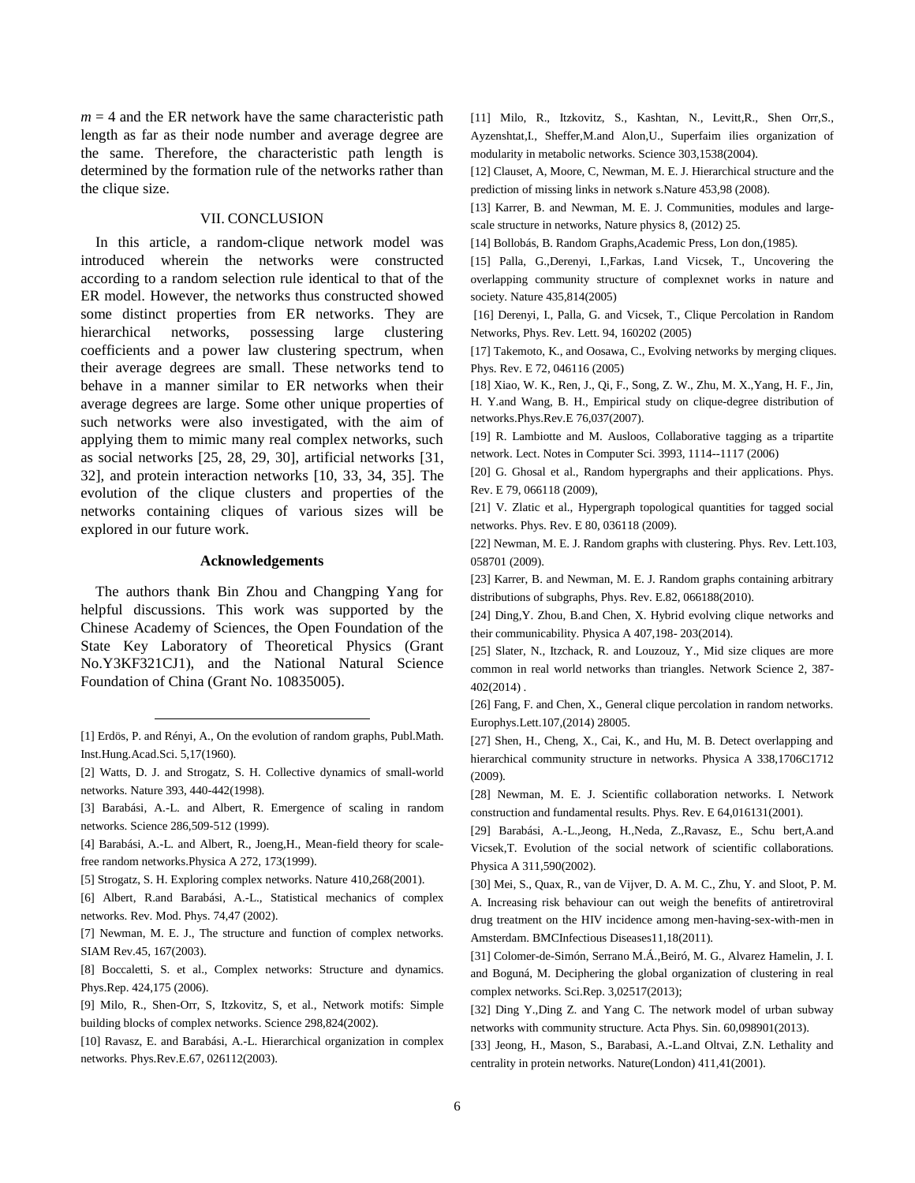$m$ = 4 and the ER network have the same characteristic path length as far as their node number and average degree are the same. Therefore, the characteristic path length is determined by the formation rule of the networks rather than the clique size.

## VII. CONCLUSION

In this article, a random-clique network model was introduced wherein the networks were constructed according to a random selection rule identical to that of the ER model. However, the networks thus constructed showed some distinct properties from ER networks. They are hierarchical networks, possessing large clustering coefficients and a power law clustering spectrum, when their average degrees are small. These networks tend to behave in a manner similar to ER networks when their average degrees are large. Some other unique properties of such networks were also investigated, with the aim of applying them to mimic many real complex networks, such as social networks [25, 28, 29, 30], artificial networks [31, 32], and protein interaction networks [10, 33, 34, 35]. The evolution of the clique clusters and properties of the networks containing cliques of various sizes will be explored in our future work.

### Acknowledgements

The authors thank Bin Zhou and Changping Yang for helpful discussions. This work was supported by the Chinese Academy of Sciences, the Open Foundation of the State Key Laboratory of Theoretical Physics (Grant No.Y3KF321CJ1), and the National Natural Science Foundation of China (Grant No. 10835005).

---

[1] Erdös, P. and Rényi, A., On the evolution of random graphs, Publ.Math. Inst.Hung.Acad.Sci. 5,17(1960).

[2] Watts, D. J. and Strogatz, S. H. Collective dynamics of small-world networks. Nature 393, 440-442(1998).

[3] Barabási, A.-L. and Albert, R. Emergence of scaling in random networks. Science 286,509-512 (1999).

[4] Barabási, A.-L. and Albert, R., Joeng,H., Mean-field theory for scale-free random networks.Physica A 272, 173(1999).

[5] Strogatz, S. H. Exploring complex networks. Nature 410,268(2001).

[6] Albert, R.and Barabási, A.-L., Statistical mechanics of complex networks. Rev. Mod. Phys. 74,47 (2002).

[7] Newman, M. E. J., The structure and function of complex networks. SIAM Rev.45, 167(2003).

[8] Boccaletti, S. et al., Complex networks: Structure and dynamics. Phys.Rep. 424,175 (2006).

[9] Milo, R., Shen-Orr, S, Itzkovitz, S, et al., Network motifs: Simple building blocks of complex networks. Science 298,824(2002).

[10] Ravasz, E. and Barabási, A.-L. Hierarchical organization in complex networks. Phys.Rev.E.67, 026112(2003).

[11] Milo, R., Itzkovitz, S., Kashtan, N., Levitt,R., Shen Orr,S., Ayzenshtat,I., Sheffer,M.and Alon,U., Superfaim ilies organization of modularity in metabolic networks. Science 303,1538(2004).

[12] Clauset, A, Moore, C, Newman, M. E. J. Hierarchical structure and the prediction of missing links in network s.Nature 453,98 (2008).

[13] Karrer, B. and Newman, M. E. J. Communities, modules and large-scale structure in networks, Nature physics 8, (2012) 25.

[14] Bollobás, B. Random Graphs,Academic Press, Lon don,(1985).

[15] Palla, G.,Derenyi, I.,Farkas, I.and Vicsek, T., Uncovering the overlapping community structure of complexnet works in nature and society. Nature 435,814(2005)

[16] Derenyi, I., Palla, G. and Vicsek, T., Clique Percolation in Random Networks, Phys. Rev. Lett. 94, 160202 (2005)

[17] Takemoto, K., and Oosawa, C., Evolving networks by merging cliques. Phys. Rev. E 72, 046116 (2005)

[18] Xiao, W. K., Ren, J., Qi, F., Song, Z. W., Zhu, M. X.,Yang, H. F., Jin, H. Y.and Wang, B. H., Empirical study on clique-degree distribution of networks.Phys.Rev.E 76,037(2007).

[19] R. Lambiotte and M. Ausloos, Collaborative tagging as a tripartite network. Lect. Notes in Computer Sci. 3993, 1114--1117 (2006)

[20] G. Ghosal et al., Random hypergraphs and their applications. Phys. Rev. E 79, 066118 (2009),

[21] V. Zlatic et al., Hypergraph topological quantities for tagged social networks. Phys. Rev. E 80, 036118 (2009).

[22] Newman, M. E. J. Random graphs with clustering. Phys. Rev. Lett.103, 058701 (2009).

[23] Karrer, B. and Newman, M. E. J. Random graphs containing arbitrary distributions of subgraphs, Phys. Rev. E.82, 066188(2010).

[24] Ding,Y. Zhou, B.and Chen, X. Hybrid evolving clique networks and their communicability. Physica A 407,198- 203(2014).

[25] Slater, N., Itzchack, R. and Louzouz, Y., Mid size cliques are more common in real world networks than triangles. Network Science 2, 387-402(2014) .

[26] Fang, F. and Chen, X., General clique percolation in random networks. Europhys.Lett.107,(2014) 28005.

[27] Shen, H., Cheng, X., Cai, K., and Hu, M. B. Detect overlapping and hierarchical community structure in networks. Physica A 338,1706C1712 (2009).

[28] Newman, M. E. J. Scientific collaboration networks. I. Network construction and fundamental results. Phys. Rev. E 64,016131(2001).

[29] Barabási, A.-L.,Jeong, H.,Neda, Z.,Ravasz, E., Schu bert,A.and Vicsek,T. Evolution of the social network of scientific collaborations. Physica A 311,590(2002).

[30] Mei, S., Quax, R., van de Vijver, D. A. M. C., Zhu, Y. and Sloot, P. M. A. Increasing risk behaviour can out weigh the benefits of antiretroviral drug treatment on the HIV incidence among men-having-sex-with-men in Amsterdam. BMCInfectious Diseases11,18(2011).

[31] Colomer-de-Simón, Serrano M.Á.,Beiró, M. G., Alvarez Hamelin, J. I. and Boguná, M. Deciphering the global organization of clustering in real complex networks. Sci.Rep. 3,02517(2013);

[32] Ding Y.,Ding Z. and Yang C. The network model of urban subway networks with community structure. Acta Phys. Sin. 60,098901(2013).

[33] Jeong, H., Mason, S., Barabasi, A.-L.and Oltvai, Z.N. Lethality and centrality in protein networks. Nature(London) 411,41(2001).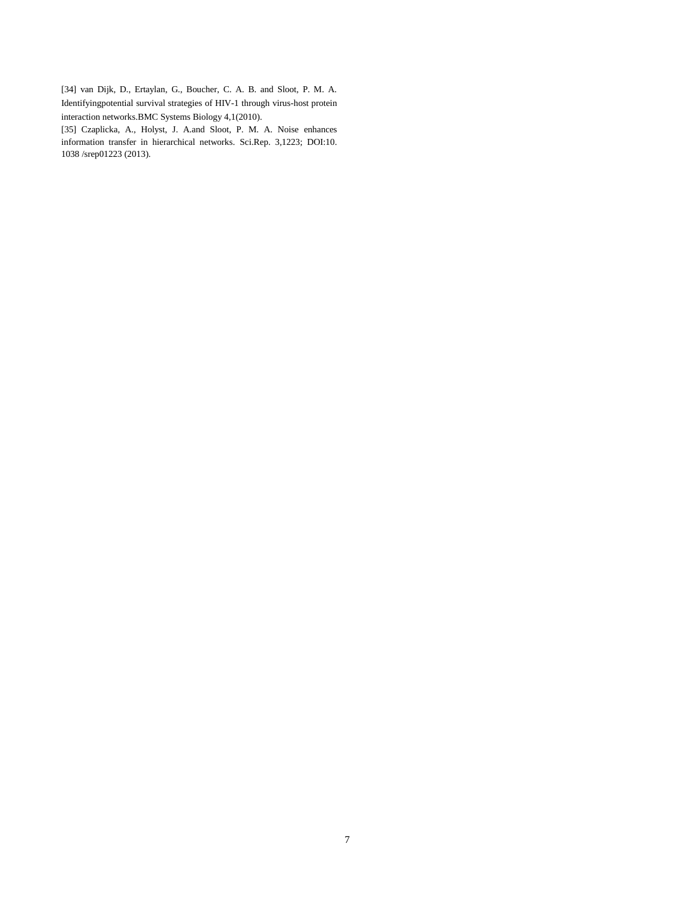[34] van Dijk, D., Ertaylan, G., Boucher, C. A. B. and Sloot, P. M. A. Identifyingpotential survival strategies of HIV-1 through virus-host protein interaction networks.BMC Systems Biology 4,1(2010).

[35] Czaplicka, A., Holyst, J. A.and Sloot, P. M. A. Noise enhances information transfer in hierarchical networks. Sci.Rep. 3,1223; DOI:10. 1038 /srep01223 (2013).